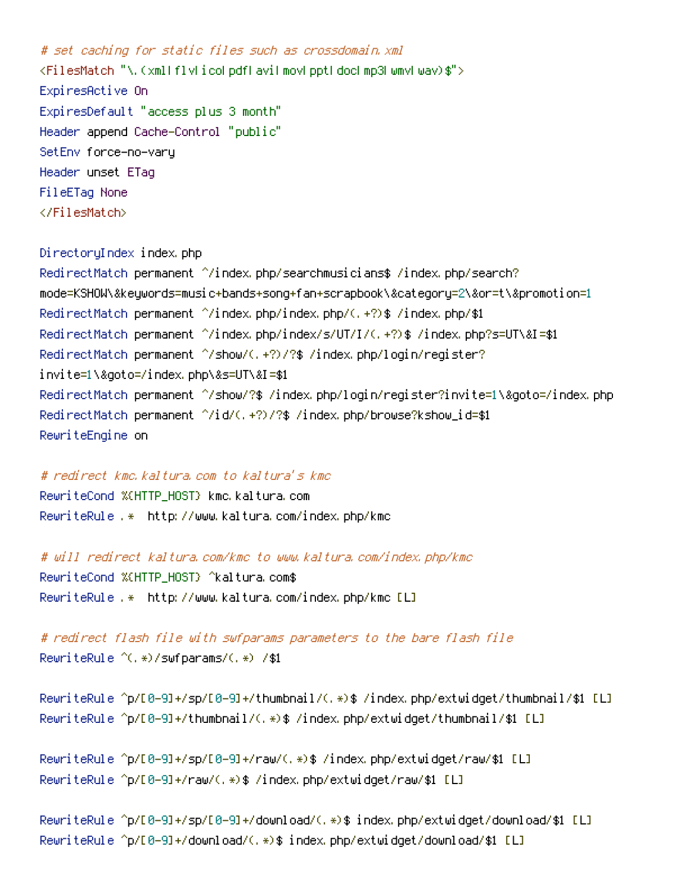```
# set caching for static files such as crossdomain.xml
<FilesMatch "\.(xml|flv|ico|pdf|avi|mov|ppt|doc|mp3|wmv|wav)$">
ExpiresActive On
ExpiresDefault "access plus 3 month"
Header append Cache-Control "public"
SetEnv force-no-vary
Header unset ETag
FileETag None
</FilesMatch>

DirectoryIndex index.php
RedirectMatch permanent ^/index.php/searchmusicians$ /index.php/search?
mode=KSHOW\&keywords=music+bands+song+fan+scrapbook\&category=2\&or=t\&promotion=1
RedirectMatch permanent ^/index.php/index.php/(.+?)$ /index.php/$1
RedirectMatch permanent ^/index.php/index/s/UT/I/(.+?)$ /index.php?s=UT\&I=$1
RedirectMatch permanent ^/show/(.+?)/?$ /index.php/login/register?
invite=1\&goto=/index.php\&s=UT\&I=$1
RedirectMatch permanent ^/show/?$ /index.php/login/register?invite=1\&goto=/index.php
RedirectMatch permanent ^/id/(.+?)/?$ /index.php/browse?kshow_id=$1
RewriteEngine on

# redirect kmc.kaltura.com to kaltura's kmc
RewriteCond %{HTTP_HOST} kmc.kaltura.com
RewriteRule .*  http://www.kaltura.com/index.php/kmc

# will redirect kaltura.com/kmc to www.kaltura.com/index.php/kmc
RewriteCond %{HTTP_HOST} ^kaltura.com$
RewriteRule .*  http://www.kaltura.com/index.php/kmc [L]

# redirect flash file with swfparams parameters to the bare flash file
RewriteRule ^(.*)/swfparams/(.*) /$1

RewriteRule ^p/[0-9]+/sp/[0-9]+/thumbnail/(.*)$ /index.php/extwidget/thumbnail/$1 [L]
RewriteRule ^p/[0-9]+/thumbnail/(.*)$ /index.php/extwidget/thumbnail/$1 [L]

RewriteRule ^p/[0-9]+/sp/[0-9]+/raw/(.*)$ /index.php/extwidget/raw/$1 [L]
RewriteRule ^p/[0-9]+/raw/(.*)$ /index.php/extwidget/raw/$1 [L]

RewriteRule ^p/[0-9]+/sp/[0-9]+/download/(.*)$ index.php/extwidget/download/$1 [L]
RewriteRule ^p/[0-9]+/download/(.*)$ index.php/extwidget/download/$1 [L]
```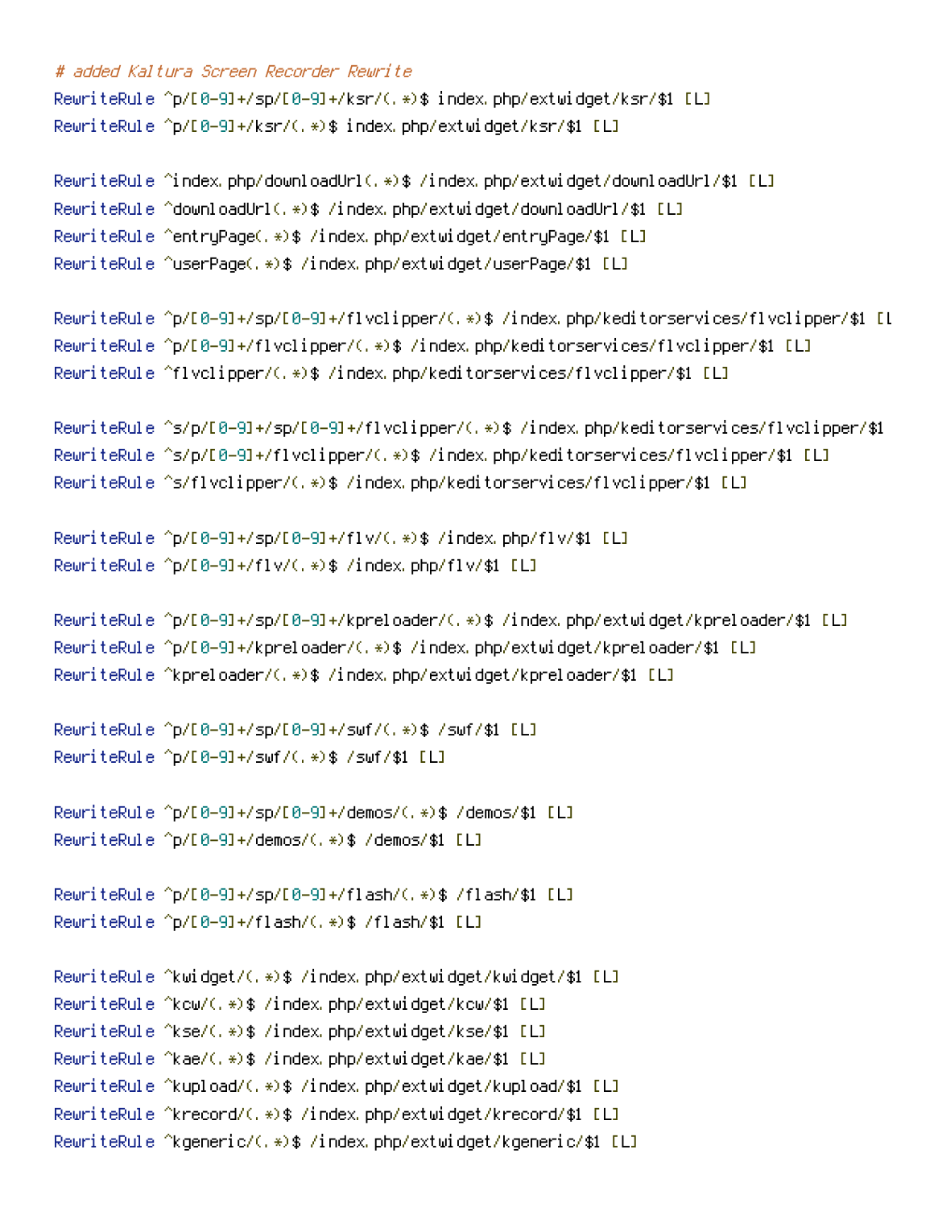```
# added Kaltura Screen Recorder Rewrite
RewriteRule ^p/[0-9]+/sp/[0-9]+/ksr/(.*)$ index.php/extwidget/ksr/$1 [L]
RewriteRule ^p/[0-9]+/ksr/(.*)$ index.php/extwidget/ksr/$1 [L]

RewriteRule ^index.php/downloadUrl(.*)$ /index.php/extwidget/downloadUrl/$1 [L]
RewriteRule ^downloadUrl(.*)$ /index.php/extwidget/downloadUrl/$1 [L]
RewriteRule ^entryPage(.*)$ /index.php/extwidget/entryPage/$1 [L]
RewriteRule ^userPage(.*)$ /index.php/extwidget/userPage/$1 [L]

RewriteRule ^p/[0-9]+/sp/[0-9]+/flvclipper/(.*)$ /index.php/keditorservices/flvclipper/$1 [L
RewriteRule ^p/[0-9]+/flvclipper/(.*)$ /index.php/keditorservices/flvclipper/$1 [L]
RewriteRule ^flvclipper/(.*)$ /index.php/keditorservices/flvclipper/$1 [L]

RewriteRule ^s/p/[0-9]+/sp/[0-9]+/flvclipper/(.*)$ /index.php/keditorservices/flvclipper/$1
RewriteRule ^s/p/[0-9]+/flvclipper/(.*)$ /index.php/keditorservices/flvclipper/$1 [L]
RewriteRule ^s/flvclipper/(.*)$ /index.php/keditorservices/flvclipper/$1 [L]

RewriteRule ^p/[0-9]+/sp/[0-9]+/flv/(.*)$ /index.php/flv/$1 [L]
RewriteRule ^p/[0-9]+/flv/(.*)$ /index.php/flv/$1 [L]

RewriteRule ^p/[0-9]+/sp/[0-9]+/kpreloader/(.*)$ /index.php/extwidget/kpreloader/$1 [L]
RewriteRule ^p/[0-9]+/kpreloader/(.*)$ /index.php/extwidget/kpreloader/$1 [L]
RewriteRule ^kpreloader/(.*)$ /index.php/extwidget/kpreloader/$1 [L]

RewriteRule ^p/[0-9]+/sp/[0-9]+/swf/(.*)$ /swf/$1 [L]
RewriteRule ^p/[0-9]+/swf/(.*)$ /swf/$1 [L]

RewriteRule ^p/[0-9]+/sp/[0-9]+/demos/(.*)$ /demos/$1 [L]
RewriteRule ^p/[0-9]+/demos/(.*)$ /demos/$1 [L]

RewriteRule ^p/[0-9]+/sp/[0-9]+/flash/(.*)$ /flash/$1 [L]
RewriteRule ^p/[0-9]+/flash/(.*)$ /flash/$1 [L]

RewriteRule ^kwidget/(.*)$ /index.php/extwidget/kwidget/$1 [L]
RewriteRule ^kcw/(.*)$ /index.php/extwidget/kcw/$1 [L]
RewriteRule ^kse/(.*)$ /index.php/extwidget/kse/$1 [L]
RewriteRule ^kae/(.*)$ /index.php/extwidget/kae/$1 [L]
RewriteRule ^kupload/(.*)$ /index.php/extwidget/kupload/$1 [L]
RewriteRule ^krecord/(.*)$ /index.php/extwidget/krecord/$1 [L]
RewriteRule ^kgeneric/(.*)$ /index.php/extwidget/kgeneric/$1 [L]
```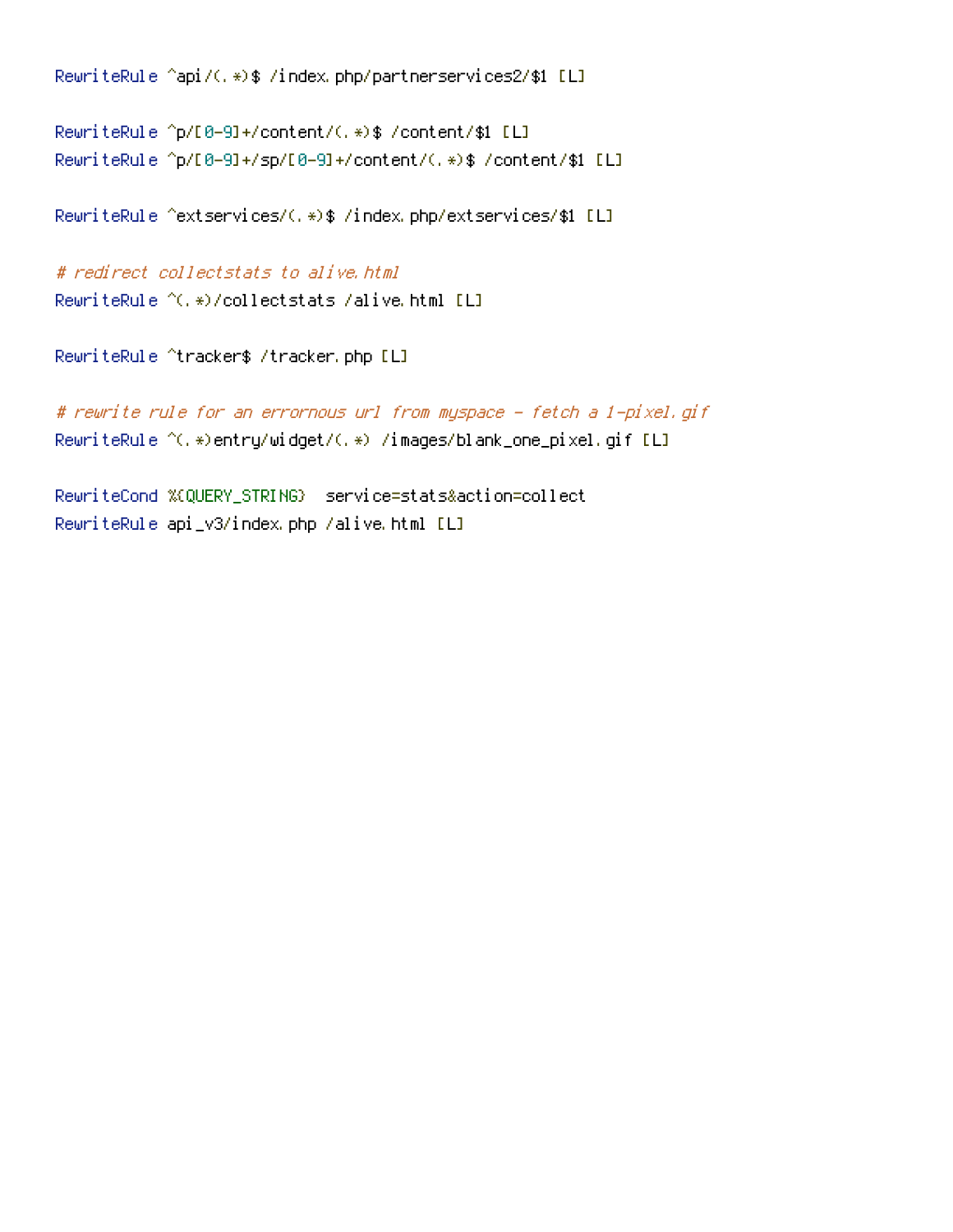```
RewriteRule ^api/(.*)$ /index.php/partnerservices2/$1 [L]

RewriteRule ^p/[0-9]+/content/(.*)$ /content/$1 [L]
RewriteRule ^p/[0-9]+/sp/[0-9]+/content/(.*)$ /content/$1 [L]

RewriteRule ^extservices/(.*)$ /index.php/extservices/$1 [L]

# redirect collectstats to alive.html
RewriteRule ^(.*)/collectstats /alive.html [L]

RewriteRule ^tracker$ /tracker.php [L]

# rewrite rule for an errornous url from myspace - fetch a 1-pixel.gif
RewriteRule ^(.*)entry/widget/(.*) /images/blank_one_pixel.gif [L]

RewriteCond %{QUERY_STRING}  service=stats&action=collect
RewriteRule api_v3/index.php /alive.html [L]
```